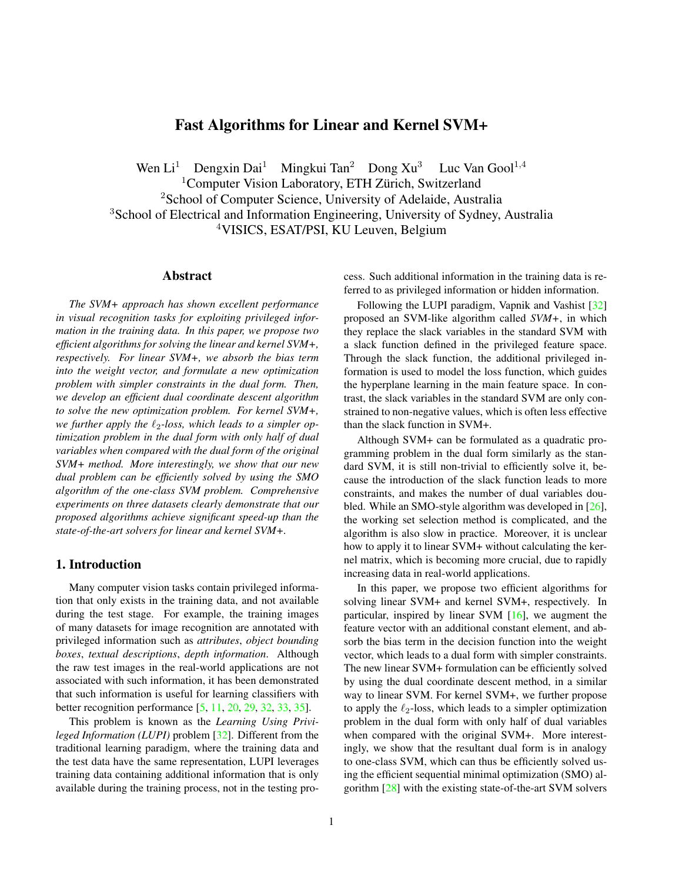# Fast Algorithms for Linear and Kernel SVM+

Wen Li[1] Dengxin Dai[1] Mingkui Tan[2] Dong Xu[3] Luc Van Gool[1,4]

[1]Computer Vision Laboratory, ETH Zürich, Switzerland
[2]School of Computer Science, University of Adelaide, Australia
[3]School of Electrical and Information Engineering, University of Sydney, Australia
[4]VISICS, ESAT/PSI, KU Leuven, Belgium

## Abstract

*The SVM+ approach has shown excellent performance in visual recognition tasks for exploiting privileged information in the training data. In this paper, we propose two efficient algorithms for solving the linear and kernel SVM+, respectively. For linear SVM+, we absorb the bias term into the weight vector, and formulate a new optimization problem with simpler constraints in the dual form. Then, we develop an efficient dual coordinate descent algorithm to solve the new optimization problem. For kernel SVM+, we further apply the $\ell_2$-loss, which leads to a simpler optimization problem in the dual form with only half of dual variables when compared with the dual form of the original SVM+ method. More interestingly, we show that our new dual problem can be efficiently solved by using the SMO algorithm of the one-class SVM problem. Comprehensive experiments on three datasets clearly demonstrate that our proposed algorithms achieve significant speed-up than the state-of-the-art solvers for linear and kernel SVM+.*

## 1. Introduction

Many computer vision tasks contain privileged information that only exists in the training data, and not available during the test stage. For example, the training images of many datasets for image recognition are annotated with privileged information such as *attributes*, *object bounding boxes*, *textual descriptions*, *depth information*. Although the raw test images in the real-world applications are not associated with such information, it has been demonstrated that such information is useful for learning classifiers with better recognition performance [5, 11, 20, 29, 32, 33, 35].

This problem is known as the *Learning Using Privileged Information (LUPI)* problem [32]. Different from the traditional learning paradigm, where the training data and the test data have the same representation, LUPI leverages training data containing additional information that is only available during the training process, not in the testing process. Such additional information in the training data is referred to as privileged information or hidden information.

Following the LUPI paradigm, Vapnik and Vashist [32] proposed an SVM-like algorithm called *SVM+*, in which they replace the slack variables in the standard SVM with a slack function defined in the privileged feature space. Through the slack function, the additional privileged information is used to model the loss function, which guides the hyperplane learning in the main feature space. In contrast, the slack variables in the standard SVM are only constrained to non-negative values, which is often less effective than the slack function in SVM+.

Although SVM+ can be formulated as a quadratic programming problem in the dual form similarly as the standard SVM, it is still non-trivial to efficiently solve it, because the introduction of the slack function leads to more constraints, and makes the number of dual variables doubled. While an SMO-style algorithm was developed in [26], the working set selection method is complicated, and the algorithm is also slow in practice. Moreover, it is unclear how to apply it to linear SVM+ without calculating the kernel matrix, which is becoming more crucial, due to rapidly increasing data in real-world applications.

In this paper, we propose two efficient algorithms for solving linear SVM+ and kernel SVM+, respectively. In particular, inspired by linear SVM [16], we augment the feature vector with an additional constant element, and absorb the bias term in the decision function into the weight vector, which leads to a dual form with simpler constraints. The new linear SVM+ formulation can be efficiently solved by using the dual coordinate descent method, in a similar way to linear SVM. For kernel SVM+, we further propose to apply the $\ell_2$-loss, which leads to a simpler optimization problem in the dual form with only half of dual variables when compared with the original SVM+. More interestingly, we show that the resultant dual form is in analogy to one-class SVM, which can thus be efficiently solved using the efficient sequential minimal optimization (SMO) algorithm [28] with the existing state-of-the-art SVM solvers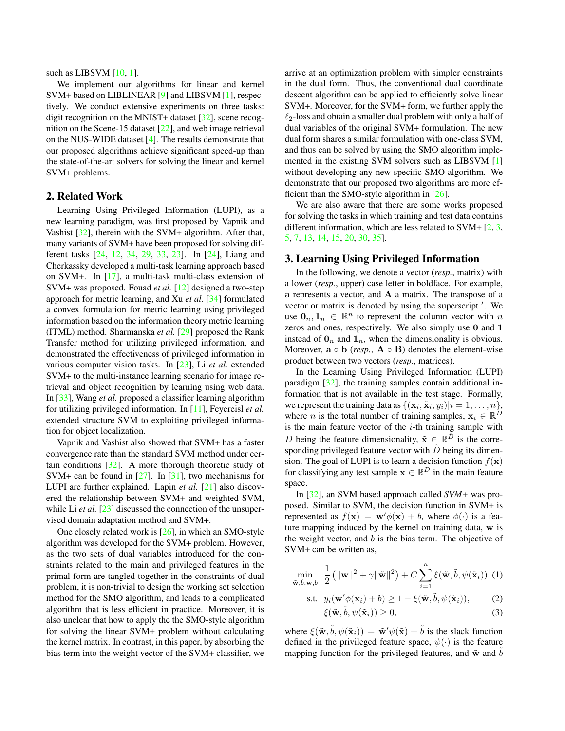such as LIBSVM [10, 1].

We implement our algorithms for linear and kernel SVM+ based on LIBLINEAR [9] and LIBSVM [1], respectively. We conduct extensive experiments on three tasks: digit recognition on the MNIST+ dataset [32], scene recognition on the Scene-15 dataset [22], and web image retrieval on the NUS-WIDE dataset [4]. The results demonstrate that our proposed algorithms achieve significant speed-up than the state-of-the-art solvers for solving the linear and kernel SVM+ problems.

## 2. Related Work

Learning Using Privileged Information (LUPI), as a new learning paradigm, was first proposed by Vapnik and Vashist [32], therein with the SVM+ algorithm. After that, many variants of SVM+ have been proposed for solving different tasks [24, 12, 34, 29, 33, 23]. In [24], Liang and Cherkassky developed a multi-task learning approach based on SVM+. In [17], a multi-task multi-class extension of SVM+ was proposed. Fouad *et al.* [12] designed a two-step approach for metric learning, and Xu *et al.* [34] formulated a convex formulation for metric learning using privileged information based on the information theory metric learning (ITML) method. Sharmanska *et al.* [29] proposed the Rank Transfer method for utilizing privileged information, and demonstrated the effectiveness of privileged information in various computer vision tasks. In [23], Li *et al.* extended SVM+ to the multi-instance learning scenario for image retrieval and object recognition by learning using web data. In [33], Wang *et al.* proposed a classifier learning algorithm for utilizing privileged information. In [11], Feyereisl *et al.* extended structure SVM to exploiting privileged information for object localization.

Vapnik and Vashist also showed that SVM+ has a faster convergence rate than the standard SVM method under certain conditions [32]. A more thorough theoretic study of SVM+ can be found in [27]. In [31], two mechanisms for LUPI are further explained. Lapin *et al.* [21] also discovered the relationship between SVM+ and weighted SVM, while Li *et al.* [23] discussed the connection of the unsupervised domain adaptation method and SVM+.

One closely related work is [26], in which an SMO-style algorithm was developed for the SVM+ problem. However, as the two sets of dual variables introduced for the constraints related to the main and privileged features in the primal form are tangled together in the constraints of dual problem, it is non-trivial to design the working set selection method for the SMO algorithm, and leads to a complicated algorithm that is less efficient in practice. Moreover, it is also unclear that how to apply the the SMO-style algorithm for solving the linear SVM+ problem without calculating the kernel matrix. In contrast, in this paper, by absorbing the bias term into the weight vector of the SVM+ classifier, we arrive at an optimization problem with simpler constraints in the dual form. Thus, the conventional dual coordinate descent algorithm can be applied to efficiently solve linear SVM+. Moreover, for the SVM+ form, we further apply the $\ell_2$-loss and obtain a smaller dual problem with only a half of dual variables of the original SVM+ formulation. The new dual form shares a similar formulation with one-class SVM, and thus can be solved by using the SMO algorithm implemented in the existing SVM solvers such as LIBSVM [1] without developing any new specific SMO algorithm. We demonstrate that our proposed two algorithms are more efficient than the SMO-style algorithm in [26].

We are also aware that there are some works proposed for solving the tasks in which training and test data contains different information, which are less related to SVM+ [2, 3, 5, 7, 13, 14, 15, 20, 30, 35].

## 3. Learning Using Privileged Information

In the following, we denote a vector (*resp.*, matrix) with a lower (*resp.*, upper) case letter in boldface. For example, $\mathbf{a}$ represents a vector, and $\mathbf{A}$ a matrix. The transpose of a vector or matrix is denoted by using the superscript $'$. We use $\mathbf{0}_n, \mathbf{1}_n \in \mathbb{R}^n$ to represent the column vector with $n$ zeros and ones, respectively. We also simply use $\mathbf{0}$ and $\mathbf{1}$ instead of $\mathbf{0}_n$ and $\mathbf{1}_n$, when the dimensionality is obvious. Moreover, $\mathbf{a} \circ \mathbf{b}$ (*resp.*, $\mathbf{A} \circ \mathbf{B}$) denotes the element-wise product between two vectors (*resp.*, matrices).

In the Learning Using Privileged Information (LUPI) paradigm [32], the training samples contain additional information that is not available in the test stage. Formally, we represent the training data as $\{(\mathbf{x}_i, \tilde{\mathbf{x}}_i, y_i)|i = 1, \ldots, n\}$, where $n$ is the total number of training samples, $\mathbf{x}_i \in \mathbb{R}^D$ is the main feature vector of the $i$-th training sample with $D$ being the feature dimensionality, $\tilde{\mathbf{x}} \in \mathbb{R}^{\tilde{D}}$ is the corresponding privileged feature vector with $\tilde{D}$ being its dimension. The goal of LUPI is to learn a decision function $f(\mathbf{x})$ for classifying any test sample $\mathbf{x} \in \mathbb{R}^D$ in the main feature space.

In [32], an SVM based approach called *SVM+* was proposed. Similar to SVM, the decision function in SVM+ is represented as $f(\mathbf{x}) = \mathbf{w}'\phi(\mathbf{x}) + b$, where $\phi(\cdot)$ is a feature mapping induced by the kernel on training data, $\mathbf{w}$ is the weight vector, and $b$ is the bias term. The objective of SVM+ can be written as,

$$\min_{\tilde{\mathbf{w}}, \tilde{b}, \mathbf{w}, b} \quad \frac{1}{2}\left(\|\mathbf{w}\|^2 + \gamma\|\tilde{\mathbf{w}}\|^2\right) + C\sum_{i=1}^{n} \xi(\tilde{\mathbf{w}}, \tilde{b}, \psi(\tilde{\mathbf{x}}_i)) \quad (1)$$

$$\text{s.t.} \quad y_i(\mathbf{w}'\phi(\mathbf{x}_i) + b) \geq 1 - \xi(\tilde{\mathbf{w}}, \tilde{b}, \psi(\tilde{\mathbf{x}}_i)), \quad (2)$$

$$\xi(\tilde{\mathbf{w}}, \tilde{b}, \psi(\tilde{\mathbf{x}}_i)) \geq 0, \quad (3)$$

where $\xi(\tilde{\mathbf{w}}, \tilde{b}, \psi(\tilde{\mathbf{x}}_i)) = \tilde{\mathbf{w}}'\psi(\tilde{\mathbf{x}}) + \tilde{b}$ is the slack function defined in the privileged feature space, $\psi(\cdot)$ is the feature mapping function for the privileged features, and $\tilde{\mathbf{w}}$ and $\tilde{b}$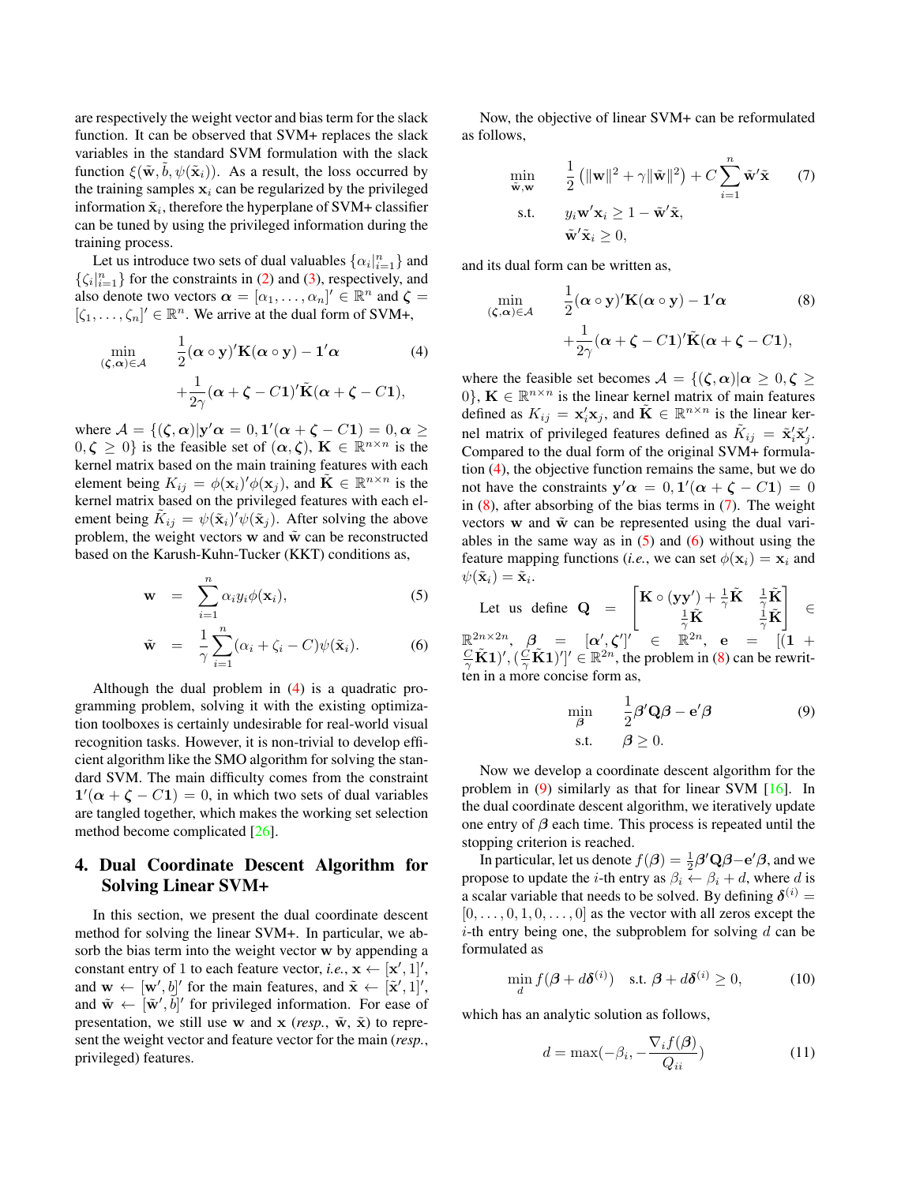are respectively the weight vector and bias term for the slack function. It can be observed that SVM+ replaces the slack variables in the standard SVM formulation with the slack function $\xi(\tilde{\mathbf{w}}, \tilde{b}, \psi(\tilde{\mathbf{x}}_i))$. As a result, the loss occurred by the training samples $\mathbf{x}_i$ can be regularized by the privileged information $\tilde{\mathbf{x}}_i$, therefore the hyperplane of SVM+ classifier can be tuned by using the privileged information during the training process.

Let us introduce two sets of dual valuables $\{\alpha_i|_{i=1}^n\}$ and $\{\zeta_i|_{i=1}^n\}$ for the constraints in (2) and (3), respectively, and also denote two vectors $\boldsymbol{\alpha} = [\alpha_1, \ldots, \alpha_n]' \in \mathbb{R}^n$ and $\boldsymbol{\zeta} = [\zeta_1, \ldots, \zeta_n]' \in \mathbb{R}^n$. We arrive at the dual form of SVM+,

$$\min_{(\boldsymbol{\zeta},\boldsymbol{\alpha})\in\mathcal{A}} \quad \frac{1}{2}(\boldsymbol{\alpha}\circ\mathbf{y})'\mathbf{K}(\boldsymbol{\alpha}\circ\mathbf{y}) - \mathbf{1}'\boldsymbol{\alpha} + \frac{1}{2\gamma}(\boldsymbol{\alpha}+\boldsymbol{\zeta}-C\mathbf{1})'\tilde{\mathbf{K}}(\boldsymbol{\alpha}+\boldsymbol{\zeta}-C\mathbf{1}), \tag{4}$$

where $\mathcal{A} = \{(\boldsymbol{\zeta},\boldsymbol{\alpha})|\mathbf{y}'\boldsymbol{\alpha} = 0, \mathbf{1}'(\boldsymbol{\alpha}+\boldsymbol{\zeta}-C\mathbf{1}) = 0, \boldsymbol{\alpha} \geq 0, \boldsymbol{\zeta} \geq 0\}$ is the feasible set of $(\boldsymbol{\alpha}, \boldsymbol{\zeta})$, $\mathbf{K} \in \mathbb{R}^{n\times n}$ is the kernel matrix based on the main training features with each element being $K_{ij} = \phi(\mathbf{x}_i)'\phi(\mathbf{x}_j)$, and $\tilde{\mathbf{K}} \in \mathbb{R}^{n\times n}$ is the kernel matrix based on the privileged features with each element being $\tilde{K}_{ij} = \psi(\tilde{\mathbf{x}}_i)'\psi(\tilde{\mathbf{x}}_j)$. After solving the above problem, the weight vectors $\mathbf{w}$ and $\tilde{\mathbf{w}}$ can be reconstructed based on the Karush-Kuhn-Tucker (KKT) conditions as,

$$\mathbf{w} = \sum_{i=1}^n \alpha_i y_i \phi(\mathbf{x}_i), \tag{5}$$

$$\tilde{\mathbf{w}} = \frac{1}{\gamma}\sum_{i=1}^n (\alpha_i + \zeta_i - C)\psi(\tilde{\mathbf{x}}_i). \tag{6}$$

Although the dual problem in (4) is a quadratic programming problem, solving it with the existing optimization toolboxes is certainly undesirable for real-world visual recognition tasks. However, it is non-trivial to develop efficient algorithm like the SMO algorithm for solving the standard SVM. The main difficulty comes from the constraint $\mathbf{1}'(\boldsymbol{\alpha}+\boldsymbol{\zeta}-C\mathbf{1}) = 0$, in which two sets of dual variables are tangled together, which makes the working set selection method become complicated [26].

## 4. Dual Coordinate Descent Algorithm for Solving Linear SVM+

In this section, we present the dual coordinate descent method for solving the linear SVM+. In particular, we absorb the bias term into the weight vector $\mathbf{w}$ by appending a constant entry of 1 to each feature vector, *i.e.*, $\mathbf{x} \leftarrow [\mathbf{x}', 1]'$, and $\mathbf{w} \leftarrow [\mathbf{w}', b]'$ for the main features, and $\tilde{\mathbf{x}} \leftarrow [\tilde{\mathbf{x}}', 1]'$, and $\tilde{\mathbf{w}} \leftarrow [\tilde{\mathbf{w}}', \tilde{b}]'$ for privileged information. For ease of presentation, we still use $\mathbf{w}$ and $\mathbf{x}$ (*resp.*, $\tilde{\mathbf{w}}$, $\tilde{\mathbf{x}}$) to represent the weight vector and feature vector for the main (*resp.*, privileged) features.

Now, the objective of linear SVM+ can be reformulated as follows,

$$\begin{aligned} \min_{\tilde{\mathbf{w}},\mathbf{w}} \quad & \frac{1}{2}\left(\|\mathbf{w}\|^2 + \gamma\|\tilde{\mathbf{w}}\|^2\right) + C\sum_{i=1}^n \tilde{\mathbf{w}}'\tilde{\mathbf{x}} \\ \text{s.t.} \quad & y_i\mathbf{w}'\mathbf{x}_i \geq 1 - \tilde{\mathbf{w}}'\tilde{\mathbf{x}}, \\ & \tilde{\mathbf{w}}'\tilde{\mathbf{x}}_i \geq 0, \end{aligned} \tag{7}$$

and its dual form can be written as,

$$\min_{(\boldsymbol{\zeta},\boldsymbol{\alpha})\in\mathcal{A}} \quad \frac{1}{2}(\boldsymbol{\alpha}\circ\mathbf{y})'\mathbf{K}(\boldsymbol{\alpha}\circ\mathbf{y}) - \mathbf{1}'\boldsymbol{\alpha} + \frac{1}{2\gamma}(\boldsymbol{\alpha}+\boldsymbol{\zeta}-C\mathbf{1})'\tilde{\mathbf{K}}(\boldsymbol{\alpha}+\boldsymbol{\zeta}-C\mathbf{1}), \tag{8}$$

where the feasible set becomes $\mathcal{A} = \{(\boldsymbol{\zeta},\boldsymbol{\alpha})|\boldsymbol{\alpha} \geq 0, \boldsymbol{\zeta} \geq 0\}$, $\mathbf{K} \in \mathbb{R}^{n\times n}$ is the linear kernel matrix of main features defined as $K_{ij} = \mathbf{x}_i'\mathbf{x}_j$, and $\tilde{\mathbf{K}} \in \mathbb{R}^{n\times n}$ is the linear kernel matrix of privileged features defined as $\tilde{K}_{ij} = \tilde{\mathbf{x}}_i'\tilde{\mathbf{x}}_j'$. Compared to the dual form of the original SVM+ formulation (4), the objective function remains the same, but we do not have the constraints $\mathbf{y}'\boldsymbol{\alpha} = 0, \mathbf{1}'(\boldsymbol{\alpha}+\boldsymbol{\zeta}-C\mathbf{1}) = 0$ in (8), after absorbing of the bias terms in (7). The weight vectors $\mathbf{w}$ and $\tilde{\mathbf{w}}$ can be represented using the dual variables in the same way as in (5) and (6) without using the feature mapping functions (*i.e.*, we can set $\phi(\mathbf{x}_i) = \mathbf{x}_i$ and $\psi(\tilde{\mathbf{x}}_i) = \tilde{\mathbf{x}}_i$.

Let us define $\mathbf{Q} = \begin{bmatrix} \mathbf{K}\circ(\mathbf{y}\mathbf{y}') + \frac{1}{\gamma}\tilde{\mathbf{K}} & \frac{1}{\gamma}\tilde{\mathbf{K}} \\ \frac{1}{\gamma}\tilde{\mathbf{K}} & \frac{1}{\gamma}\tilde{\mathbf{K}} \end{bmatrix} \in \mathbb{R}^{2n\times 2n}$, $\boldsymbol{\beta} = [\boldsymbol{\alpha}', \boldsymbol{\zeta}']' \in \mathbb{R}^{2n}$, $\mathbf{e} = [(\mathbf{1} + \frac{C}{\gamma}\tilde{\mathbf{K}}\mathbf{1})', (\frac{C}{\gamma}\tilde{\mathbf{K}}\mathbf{1})']' \in \mathbb{R}^{2n}$, the problem in (8) can be rewritten in a more concise form as,

$$\begin{aligned} \min_{\boldsymbol{\beta}} \quad & \frac{1}{2}\boldsymbol{\beta}'\mathbf{Q}\boldsymbol{\beta} - \mathbf{e}'\boldsymbol{\beta} \\ \text{s.t.} \quad & \boldsymbol{\beta} \geq 0. \end{aligned} \tag{9}$$

Now we develop a coordinate descent algorithm for the problem in (9) similarly as that for linear SVM [16]. In the dual coordinate descent algorithm, we iteratively update one entry of $\boldsymbol{\beta}$ each time. This process is repeated until the stopping criterion is reached.

In particular, let us denote $f(\boldsymbol{\beta}) = \frac{1}{2}\boldsymbol{\beta}'\mathbf{Q}\boldsymbol{\beta} - \mathbf{e}'\boldsymbol{\beta}$, and we propose to update the $i$-th entry as $\beta_i \leftarrow \beta_i + d$, where $d$ is a scalar variable that needs to be solved. By defining $\boldsymbol{\delta}^{(i)} = [0, \ldots, 0, 1, 0, \ldots, 0]$ as the vector with all zeros except the $i$-th entry being one, the subproblem for solving $d$ can be formulated as

$$\min_d f(\boldsymbol{\beta} + d\boldsymbol{\delta}^{(i)}) \quad \text{s.t. } \boldsymbol{\beta} + d\boldsymbol{\delta}^{(i)} \geq 0, \tag{10}$$

which has an analytic solution as follows,

$$d = \max(-\beta_i, -\frac{\nabla_i f(\boldsymbol{\beta})}{Q_{ii}}) \tag{11}$$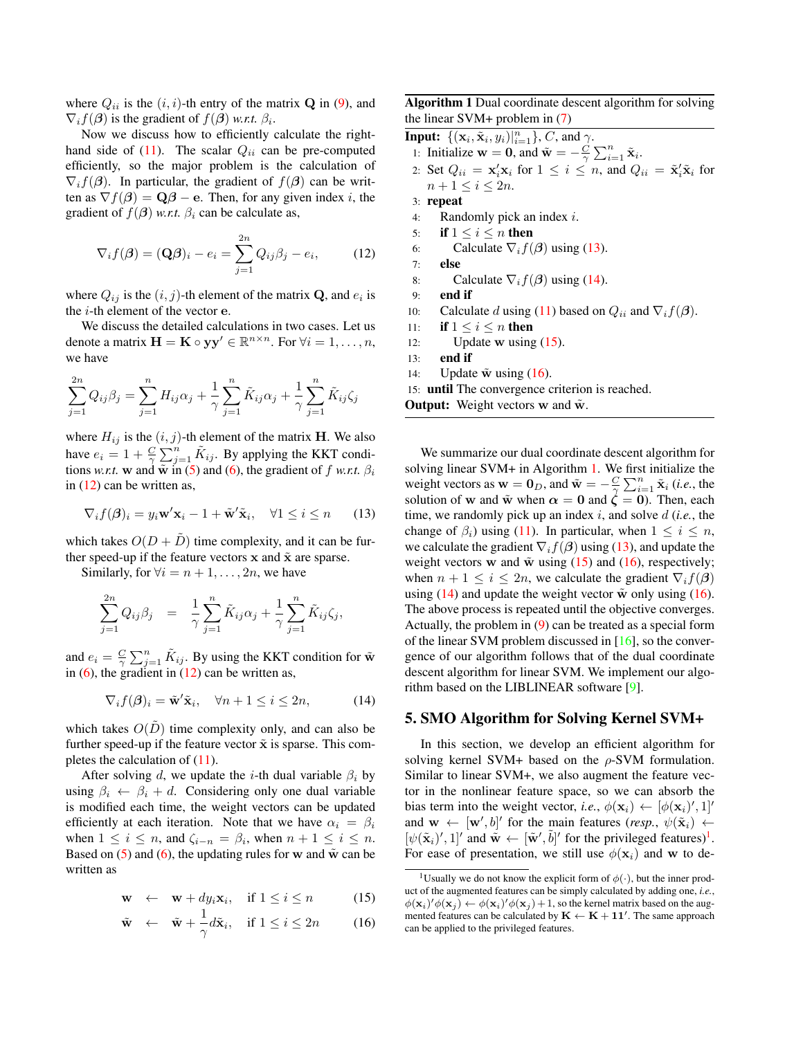where $Q_{ii}$ is the $(i,i)$-th entry of the matrix $\mathbf{Q}$ in (9), and $\nabla_i f(\boldsymbol{\beta})$ is the gradient of $f(\boldsymbol{\beta})$ *w.r.t.* $\beta_i$.

Now we discuss how to efficiently calculate the right-hand side of (11). The scalar $Q_{ii}$ can be pre-computed efficiently, so the major problem is the calculation of $\nabla_i f(\boldsymbol{\beta})$. In particular, the gradient of $f(\boldsymbol{\beta})$ can be written as $\nabla f(\boldsymbol{\beta}) = \mathbf{Q}\boldsymbol{\beta} - \mathbf{e}$. Then, for any given index $i$, the gradient of $f(\boldsymbol{\beta})$ *w.r.t.* $\beta_i$ can be calculate as,

$$\nabla_i f(\boldsymbol{\beta}) = (\mathbf{Q}\boldsymbol{\beta})_i - e_i = \sum_{j=1}^{2n} Q_{ij}\beta_j - e_i, \tag{12}$$

where $Q_{ij}$ is the $(i,j)$-th element of the matrix $\mathbf{Q}$, and $e_i$ is the $i$-th element of the vector $\mathbf{e}$.

We discuss the detailed calculations in two cases. Let us denote a matrix $\mathbf{H} = \mathbf{K} \circ \mathbf{y}\mathbf{y}' \in \mathbb{R}^{n \times n}$. For $\forall i = 1, \ldots, n$, we have

$$\sum_{j=1}^{2n} Q_{ij}\beta_j = \sum_{j=1}^{n} H_{ij}\alpha_j + \frac{1}{\gamma}\sum_{j=1}^{n} \tilde{K}_{ij}\alpha_j + \frac{1}{\gamma}\sum_{j=1}^{n} \tilde{K}_{ij}\zeta_j$$

where $H_{ij}$ is the $(i,j)$-th element of the matrix $\mathbf{H}$. We also have $e_i = 1 + \frac{C}{\gamma}\sum_{j=1}^{n} \tilde{K}_{ij}$. By applying the KKT conditions *w.r.t.* $\mathbf{w}$ and $\tilde{\mathbf{w}}$ in (5) and (6), the gradient of $f$ *w.r.t.* $\beta_i$ in (12) can be written as,

$$\nabla_i f(\boldsymbol{\beta})_i = y_i \mathbf{w}'\mathbf{x}_i - 1 + \tilde{\mathbf{w}}'\tilde{\mathbf{x}}_i, \quad \forall 1 \le i \le n \tag{13}$$

which takes $O(D + \tilde{D})$ time complexity, and it can be further speed-up if the feature vectors $\mathbf{x}$ and $\tilde{\mathbf{x}}$ are sparse.

Similarly, for $\forall i = n+1, \ldots, 2n$, we have

$$\sum_{j=1}^{2n} Q_{ij}\beta_j = \frac{1}{\gamma}\sum_{j=1}^{n} \tilde{K}_{ij}\alpha_j + \frac{1}{\gamma}\sum_{j=1}^{n} \tilde{K}_{ij}\zeta_j,$$

and $e_i = \frac{C}{\gamma}\sum_{j=1}^{n} \tilde{K}_{ij}$. By using the KKT condition for $\tilde{\mathbf{w}}$ in (6), the gradient in (12) can be written as,

$$\nabla_i f(\boldsymbol{\beta})_i = \tilde{\mathbf{w}}'\tilde{\mathbf{x}}_i, \quad \forall n+1 \le i \le 2n, \tag{14}$$

which takes $O(\tilde{D})$ time complexity only, and can also be further speed-up if the feature vector $\tilde{\mathbf{x}}$ is sparse. This completes the calculation of (11).

After solving $d$, we update the $i$-th dual variable $\beta_i$ by using $\beta_i \leftarrow \beta_i + d$. Considering only one dual variable is modified each time, the weight vectors can be updated efficiently at each iteration. Note that we have $\alpha_i = \beta_i$ when $1 \le i \le n$, and $\zeta_{i-n} = \beta_i$, when $n+1 \le i \le n$. Based on (5) and (6), the updating rules for $\mathbf{w}$ and $\tilde{\mathbf{w}}$ can be written as

$$\mathbf{w} \leftarrow \mathbf{w} + d y_i \mathbf{x}_i, \quad \text{if } 1 \le i \le n \tag{15}$$

$$\tilde{\mathbf{w}} \leftarrow \tilde{\mathbf{w}} + \frac{1}{\gamma} d\tilde{\mathbf{x}}_i, \quad \text{if } 1 \le i \le 2n \tag{16}$$

**Algorithm 1** Dual coordinate descent algorithm for solving the linear SVM+ problem in (7)

**Input:** $\{(\mathbf{x}_i, \tilde{\mathbf{x}}_i, y_i)|_{i=1}^n\}$, $C$, and $\gamma$.

1: Initialize $\mathbf{w} = \mathbf{0}$, and $\tilde{\mathbf{w}} = -\frac{C}{\gamma}\sum_{i=1}^n \tilde{\mathbf{x}}_i$.
2: Set $Q_{ii} = \mathbf{x}_i'\mathbf{x}_i$ for $1 \le i \le n$, and $Q_{ii} = \tilde{\mathbf{x}}_i'\tilde{\mathbf{x}}_i$ for $n+1 \le i \le 2n$.
3: **repeat**
4: Randomly pick an index $i$.
5: **if** $1 \le i \le n$ **then**
6: Calculate $\nabla_i f(\boldsymbol{\beta})$ using (13).
7: **else**
8: Calculate $\nabla_i f(\boldsymbol{\beta})$ using (14).
9: **end if**
10: Calculate $d$ using (11) based on $Q_{ii}$ and $\nabla_i f(\boldsymbol{\beta})$.
11: **if** $1 \le i \le n$ **then**
12: Update $\mathbf{w}$ using (15).
13: **end if**
14: Update $\tilde{\mathbf{w}}$ using (16).
15: **until** The convergence criterion is reached.

**Output:** Weight vectors $\mathbf{w}$ and $\tilde{\mathbf{w}}$.

We summarize our dual coordinate descent algorithm for solving linear SVM+ in Algorithm 1. We first initialize the weight vectors as $\mathbf{w} = \mathbf{0}_D$, and $\tilde{\mathbf{w}} = -\frac{C}{\gamma}\sum_{i=1}^n \tilde{\mathbf{x}}_i$ (*i.e.*, the solution of $\mathbf{w}$ and $\tilde{\mathbf{w}}$ when $\boldsymbol{\alpha} = \mathbf{0}$ and $\boldsymbol{\zeta} = \mathbf{0}$). Then, each time, we randomly pick up an index $i$, and solve $d$ (*i.e.*, the change of $\beta_i$) using (11). In particular, when $1 \le i \le n$, we calculate the gradient $\nabla_i f(\boldsymbol{\beta})$ using (13), and update the weight vectors $\mathbf{w}$ and $\tilde{\mathbf{w}}$ using (15) and (16), respectively; when $n+1 \le i \le 2n$, we calculate the gradient $\nabla_i f(\boldsymbol{\beta})$ using (14) and update the weight vector $\tilde{\mathbf{w}}$ only using (16). The above process is repeated until the objective converges. Actually, the problem in (9) can be treated as a special form of the linear SVM problem discussed in [16], so the convergence of our algorithm follows that of the dual coordinate descent algorithm for linear SVM. We implement our algorithm based on the LIBLINEAR software [9].

## 5. SMO Algorithm for Solving Kernel SVM+

In this section, we develop an efficient algorithm for solving kernel SVM+ based on the $\rho$-SVM formulation. Similar to linear SVM+, we also augment the feature vector in the nonlinear feature space, so we can absorb the bias term into the weight vector, *i.e.*, $\phi(\mathbf{x}_i) \leftarrow [\phi(\mathbf{x}_i)', 1]'$ and $\mathbf{w} \leftarrow [\mathbf{w}', b]'$ for the main features (*resp.*, $\psi(\tilde{\mathbf{x}}_i) \leftarrow [\psi(\tilde{\mathbf{x}}_i)', 1]'$ and $\tilde{\mathbf{w}} \leftarrow [\tilde{\mathbf{w}}', \tilde{b}]'$ for the privileged features)[1]. For ease of presentation, we still use $\phi(\mathbf{x}_i)$ and $\mathbf{w}$ to de-

[1] Usually we do not know the explicit form of $\phi(\cdot)$, but the inner product of the augmented features can be simply calculated by adding one, *i.e.*, $\phi(\mathbf{x}_i)'\phi(\mathbf{x}_j) \leftarrow \phi(\mathbf{x}_i)'\phi(\mathbf{x}_j) + 1$, so the kernel matrix based on the augmented features can be calculated by $\mathbf{K} \leftarrow \mathbf{K} + \mathbf{1}\mathbf{1}'$. The same approach can be applied to the privileged features.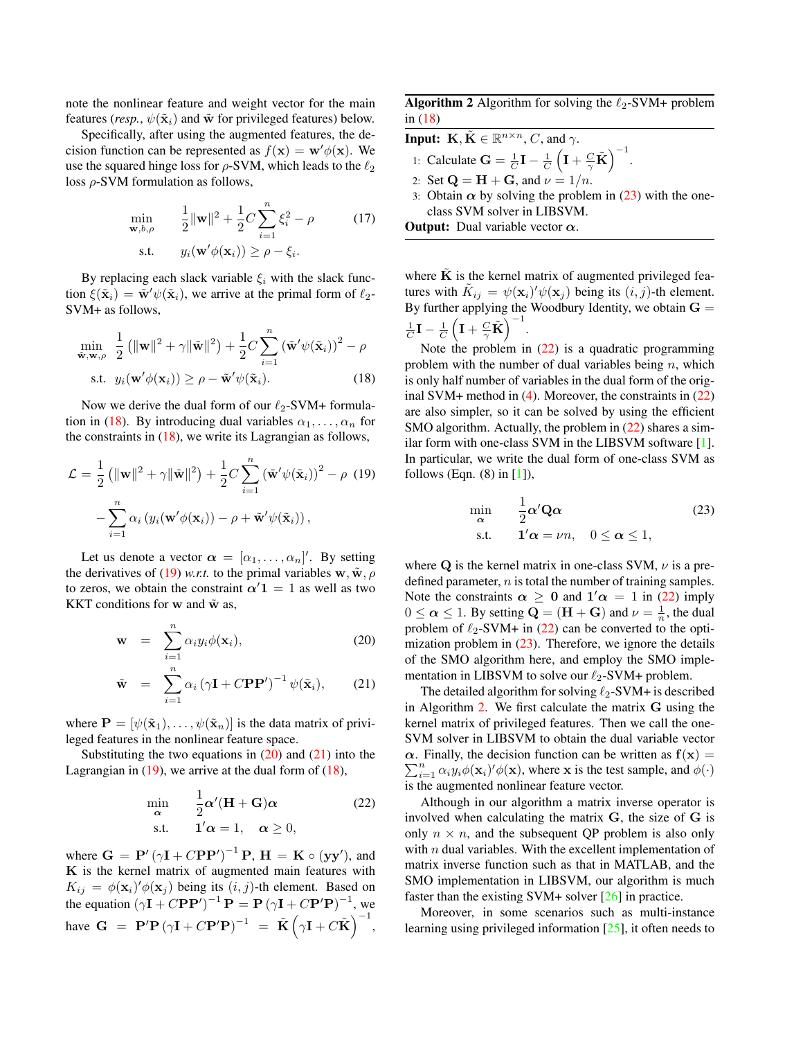note the nonlinear feature and weight vector for the main features (*resp.*, $\psi(\tilde{\mathbf{x}}_i)$ and $\tilde{\mathbf{w}}$ for privileged features) below.

Specifically, after using the augmented features, the decision function can be represented as $f(\mathbf{x}) = \mathbf{w}'\phi(\mathbf{x})$. We use the squared hinge loss for $\rho$-SVM, which leads to the $\ell_2$ loss $\rho$-SVM formulation as follows,

$$\begin{aligned} \min_{\mathbf{w},b,\rho} \quad & \frac{1}{2}\|\mathbf{w}\|^2 + \frac{1}{2}C\sum_{i=1}^{n}\xi_i^2 - \rho \\ \text{s.t.} \quad & y_i(\mathbf{w}'\phi(\mathbf{x}_i)) \geq \rho - \xi_i. \end{aligned} \tag{17}$$

By replacing each slack variable $\xi_i$ with the slack function $\xi(\tilde{\mathbf{x}}_i) = \tilde{\mathbf{w}}'\psi(\tilde{\mathbf{x}}_i)$, we arrive at the primal form of $\ell_2$-SVM+ as follows,

$$\begin{aligned} \min_{\tilde{\mathbf{w}},\mathbf{w},\rho} \quad & \frac{1}{2}\left(\|\mathbf{w}\|^2 + \gamma\|\tilde{\mathbf{w}}\|^2\right) + \frac{1}{2}C\sum_{i=1}^{n}\left(\tilde{\mathbf{w}}'\psi(\tilde{\mathbf{x}}_i)\right)^2 - \rho \\ \text{s.t.} \quad & y_i(\mathbf{w}'\phi(\mathbf{x}_i)) \geq \rho - \tilde{\mathbf{w}}'\psi(\tilde{\mathbf{x}}_i). \end{aligned} \tag{18}$$

Now we derive the dual form of our $\ell_2$-SVM+ formulation in (18). By introducing dual variables $\alpha_1, \ldots, \alpha_n$ for the constraints in (18), we write its Lagrangian as follows,

$$\begin{aligned} \mathcal{L} = & \frac{1}{2}\left(\|\mathbf{w}\|^2 + \gamma\|\tilde{\mathbf{w}}\|^2\right) + \frac{1}{2}C\sum_{i=1}^{n}\left(\tilde{\mathbf{w}}'\psi(\tilde{\mathbf{x}}_i)\right)^2 - \rho \\ & - \sum_{i=1}^{n}\alpha_i\left(y_i(\mathbf{w}'\phi(\mathbf{x}_i)) - \rho + \tilde{\mathbf{w}}'\psi(\tilde{\mathbf{x}}_i)\right), \end{aligned} \tag{19}$$

Let us denote a vector $\boldsymbol{\alpha} = [\alpha_1, \ldots, \alpha_n]'$. By setting the derivatives of (19) *w.r.t.* to the primal variables $\mathbf{w}, \tilde{\mathbf{w}}, \rho$ to zeros, we obtain the constraint $\boldsymbol{\alpha}'\mathbf{1} = 1$ as well as two KKT conditions for $\mathbf{w}$ and $\tilde{\mathbf{w}}$ as,

$$\mathbf{w} = \sum_{i=1}^{n}\alpha_i y_i \phi(\mathbf{x}_i), \tag{20}$$

$$\tilde{\mathbf{w}} = \sum_{i=1}^{n}\alpha_i\left(\gamma\mathbf{I} + C\mathbf{P}\mathbf{P}'\right)^{-1}\psi(\tilde{\mathbf{x}}_i), \tag{21}$$

where $\mathbf{P} = [\psi(\tilde{\mathbf{x}}_1), \ldots, \psi(\tilde{\mathbf{x}}_n)]$ is the data matrix of privileged features in the nonlinear feature space.

Substituting the two equations in (20) and (21) into the Lagrangian in (19), we arrive at the dual form of (18),

$$\begin{aligned} \min_{\boldsymbol{\alpha}} \quad & \frac{1}{2}\boldsymbol{\alpha}'(\mathbf{H} + \mathbf{G})\boldsymbol{\alpha} \\ \text{s.t.} \quad & \mathbf{1}'\boldsymbol{\alpha} = 1, \quad \boldsymbol{\alpha} \geq 0, \end{aligned} \tag{22}$$

where $\mathbf{G} = \mathbf{P}'\left(\gamma\mathbf{I} + C\mathbf{P}\mathbf{P}'\right)^{-1}\mathbf{P}$, $\mathbf{H} = \mathbf{K} \circ (\mathbf{y}\mathbf{y}')$, and $\mathbf{K}$ is the kernel matrix of augmented main features with $K_{ij} = \phi(\mathbf{x}_i)'\phi(\mathbf{x}_j)$ being its $(i,j)$-th element. Based on the equation $\left(\gamma\mathbf{I} + C\mathbf{P}\mathbf{P}'\right)^{-1}\mathbf{P} = \mathbf{P}\left(\gamma\mathbf{I} + C\mathbf{P}'\mathbf{P}\right)^{-1}$, we have $\mathbf{G} = \mathbf{P}'\mathbf{P}\left(\gamma\mathbf{I} + C\mathbf{P}'\mathbf{P}\right)^{-1} = \tilde{\mathbf{K}}\left(\gamma\mathbf{I} + C\tilde{\mathbf{K}}\right)^{-1}$, where $\tilde{\mathbf{K}}$ is the kernel matrix of augmented privileged features with $\tilde{K}_{ij} = \psi(\mathbf{x}_i)'\psi(\mathbf{x}_j)$ being its $(i,j)$-th element. By further applying the Woodbury Identity, we obtain $\mathbf{G} = \frac{1}{C}\mathbf{I} - \frac{1}{C}\left(\mathbf{I} + \frac{C}{\gamma}\tilde{\mathbf{K}}\right)^{-1}$.

Note the problem in (22) is a quadratic programming problem with the number of dual variables being $n$, which is only half number of variables in the dual form of the original SVM+ method in (4). Moreover, the constraints in (22) are also simpler, so it can be solved by using the efficient SMO algorithm. Actually, the problem in (22) shares a similar form with one-class SVM in the LIBSVM software [1]. In particular, we write the dual form of one-class SVM as follows (Eqn. (8) in [1]),

$$\begin{aligned} \min_{\boldsymbol{\alpha}} \quad & \frac{1}{2}\boldsymbol{\alpha}'\mathbf{Q}\boldsymbol{\alpha} \\ \text{s.t.} \quad & \mathbf{1}'\boldsymbol{\alpha} = \nu n, \quad 0 \leq \boldsymbol{\alpha} \leq 1, \end{aligned} \tag{23}$$

where $\mathbf{Q}$ is the kernel matrix in one-class SVM, $\nu$ is a predefined parameter, $n$ is total the number of training samples. Note the constraints $\boldsymbol{\alpha} \geq \mathbf{0}$ and $\mathbf{1}'\boldsymbol{\alpha} = 1$ in (22) imply $0 \leq \boldsymbol{\alpha} \leq 1$. By setting $\mathbf{Q} = (\mathbf{H} + \mathbf{G})$ and $\nu = \frac{1}{n}$, the dual problem of $\ell_2$-SVM+ in (22) can be converted to the optimization problem in (23). Therefore, we ignore the details of the SMO algorithm here, and employ the SMO implementation in LIBSVM to solve our $\ell_2$-SVM+ problem.

The detailed algorithm for solving $\ell_2$-SVM+ is described in Algorithm 2. We first calculate the matrix $\mathbf{G}$ using the kernel matrix of privileged features. Then we call the one-SVM solver in LIBSVM to obtain the dual variable vector $\boldsymbol{\alpha}$. Finally, the decision function can be written as $\mathbf{f}(\mathbf{x}) = \sum_{i=1}^{n}\alpha_i y_i \phi(\mathbf{x}_i)'\phi(\mathbf{x})$, where $\mathbf{x}$ is the test sample, and $\phi(\cdot)$ is the augmented nonlinear feature vector.

Although in our algorithm a matrix inverse operator is involved when calculating the matrix $\mathbf{G}$, the size of $\mathbf{G}$ is only $n \times n$, and the subsequent QP problem is also only with $n$ dual variables. With the excellent implementation of matrix inverse function such as that in MATLAB, and the SMO implementation in LIBSVM, our algorithm is much faster than the existing SVM+ solver [26] in practice.

Moreover, in some scenarios such as multi-instance learning using privileged information [25], it often needs to

---

**Algorithm 2** Algorithm for solving the $\ell_2$-SVM+ problem in (18)

**Input:** $\mathbf{K}, \tilde{\mathbf{K}} \in \mathbb{R}^{n \times n}$, $C$, and $\gamma$.

1: Calculate $\mathbf{G} = \frac{1}{C}\mathbf{I} - \frac{1}{C}\left(\mathbf{I} + \frac{C}{\gamma}\tilde{\mathbf{K}}\right)^{-1}$.

2: Set $\mathbf{Q} = \mathbf{H} + \mathbf{G}$, and $\nu = 1/n$.

3: Obtain $\boldsymbol{\alpha}$ by solving the problem in (23) with the one-class SVM solver in LIBSVM.

**Output:** Dual variable vector $\boldsymbol{\alpha}$.

---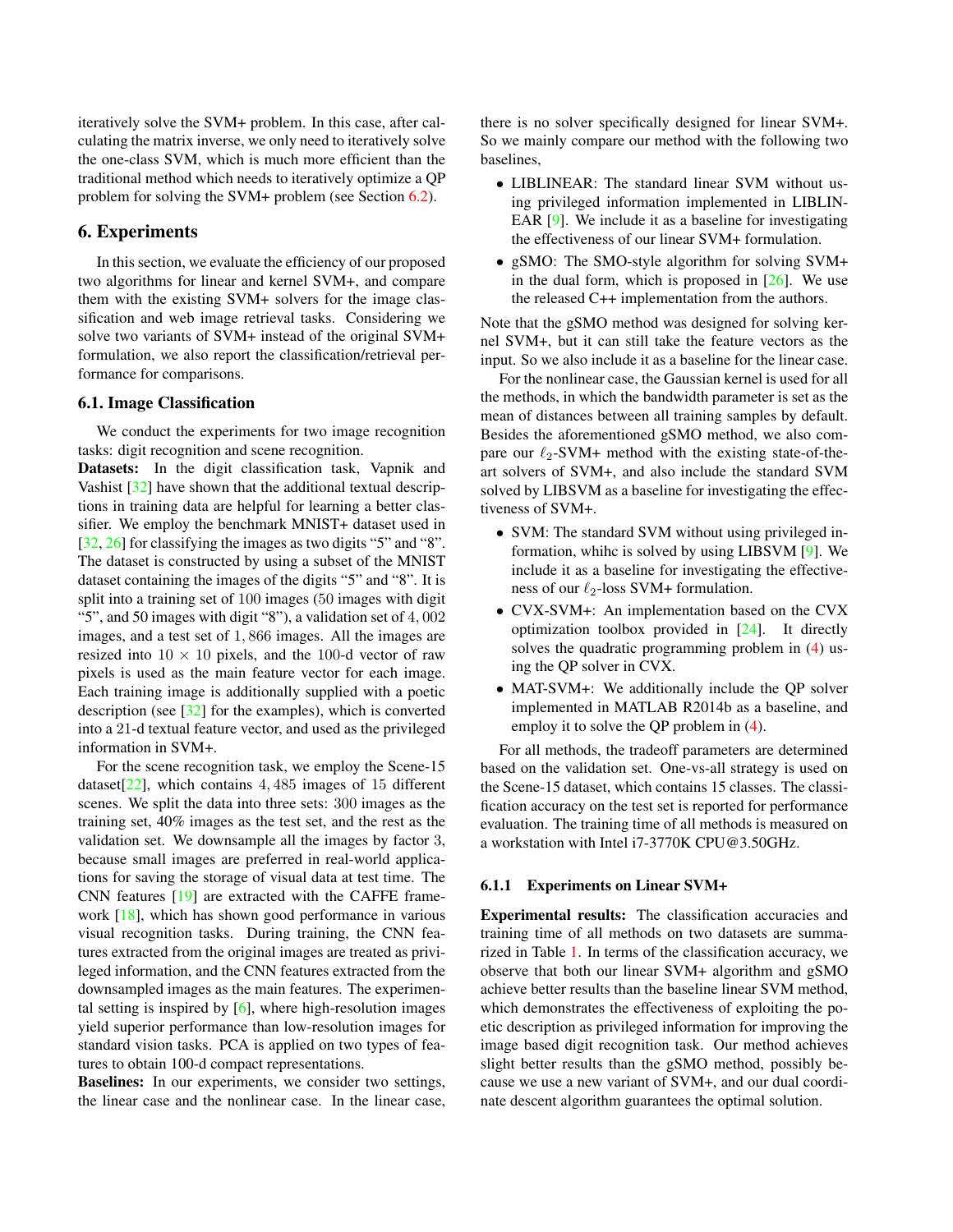iteratively solve the SVM+ problem. In this case, after calculating the matrix inverse, we only need to iteratively solve the one-class SVM, which is much more efficient than the traditional method which needs to iteratively optimize a QP problem for solving the SVM+ problem (see Section 6.2).

## 6. Experiments

In this section, we evaluate the efficiency of our proposed two algorithms for linear and kernel SVM+, and compare them with the existing SVM+ solvers for the image classification and web image retrieval tasks. Considering we solve two variants of SVM+ instead of the original SVM+ formulation, we also report the classification/retrieval performance for comparisons.

### 6.1. Image Classification

We conduct the experiments for two image recognition tasks: digit recognition and scene recognition.

**Datasets:** In the digit classification task, Vapnik and Vashist [32] have shown that the additional textual descriptions in training data are helpful for learning a better classifier. We employ the benchmark MNIST+ dataset used in [32, 26] for classifying the images as two digits "5" and "8". The dataset is constructed by using a subset of the MNIST dataset containing the images of the digits "5" and "8". It is split into a training set of $100$ images ($50$ images with digit "5", and $50$ images with digit "8"), a validation set of $4,002$ images, and a test set of $1,866$ images. All the images are resized into $10 \times 10$ pixels, and the $100$-d vector of raw pixels is used as the main feature vector for each image. Each training image is additionally supplied with a poetic description (see [32] for the examples), which is converted into a 21-d textual feature vector, and used as the privileged information in SVM+.

For the scene recognition task, we employ the Scene-15 dataset[22], which contains $4,485$ images of $15$ different scenes. We split the data into three sets: $300$ images as the training set, $40\%$ images as the test set, and the rest as the validation set. We downsample all the images by factor $3$, because small images are preferred in real-world applications for saving the storage of visual data at test time. The CNN features [19] are extracted with the CAFFE framework [18], which has shown good performance in various visual recognition tasks. During training, the CNN features extracted from the original images are treated as privileged information, and the CNN features extracted from the downsampled images as the main features. The experimental setting is inspired by [6], where high-resolution images yield superior performance than low-resolution images for standard vision tasks. PCA is applied on two types of features to obtain 100-d compact representations.

**Baselines:** In our experiments, we consider two settings, the linear case and the nonlinear case. In the linear case, there is no solver specifically designed for linear SVM+. So we mainly compare our method with the following two baselines,

- LIBLINEAR: The standard linear SVM without using privileged information implemented in LIBLINEAR [9]. We include it as a baseline for investigating the effectiveness of our linear SVM+ formulation.
- gSMO: The SMO-style algorithm for solving SVM+ in the dual form, which is proposed in [26]. We use the released C++ implementation from the authors.

Note that the gSMO method was designed for solving kernel SVM+, but it can still take the feature vectors as the input. So we also include it as a baseline for the linear case.

For the nonlinear case, the Gaussian kernel is used for all the methods, in which the bandwidth parameter is set as the mean of distances between all training samples by default. Besides the aforementioned gSMO method, we also compare our $\ell_2$-SVM+ method with the existing state-of-the-art solvers of SVM+, and also include the standard SVM solved by LIBSVM as a baseline for investigating the effectiveness of SVM+.

- SVM: The standard SVM without using privileged information, whihc is solved by using LIBSVM [9]. We include it as a baseline for investigating the effectiveness of our $\ell_2$-loss SVM+ formulation.
- CVX-SVM+: An implementation based on the CVX optimization toolbox provided in [24]. It directly solves the quadratic programming problem in (4) using the QP solver in CVX.
- MAT-SVM+: We additionally include the QP solver implemented in MATLAB R2014b as a baseline, and employ it to solve the QP problem in (4).

For all methods, the tradeoff parameters are determined based on the validation set. One-vs-all strategy is used on the Scene-15 dataset, which contains 15 classes. The classification accuracy on the test set is reported for performance evaluation. The training time of all methods is measured on a workstation with Intel i7-3770K CPU@3.50GHz.

#### 6.1.1 Experiments on Linear SVM+

**Experimental results:** The classification accuracies and training time of all methods on two datasets are summarized in Table 1. In terms of the classification accuracy, we observe that both our linear SVM+ algorithm and gSMO achieve better results than the baseline linear SVM method, which demonstrates the effectiveness of exploiting the poetic description as privileged information for improving the image based digit recognition task. Our method achieves slight better results than the gSMO method, possibly because we use a new variant of SVM+, and our dual coordinate descent algorithm guarantees the optimal solution.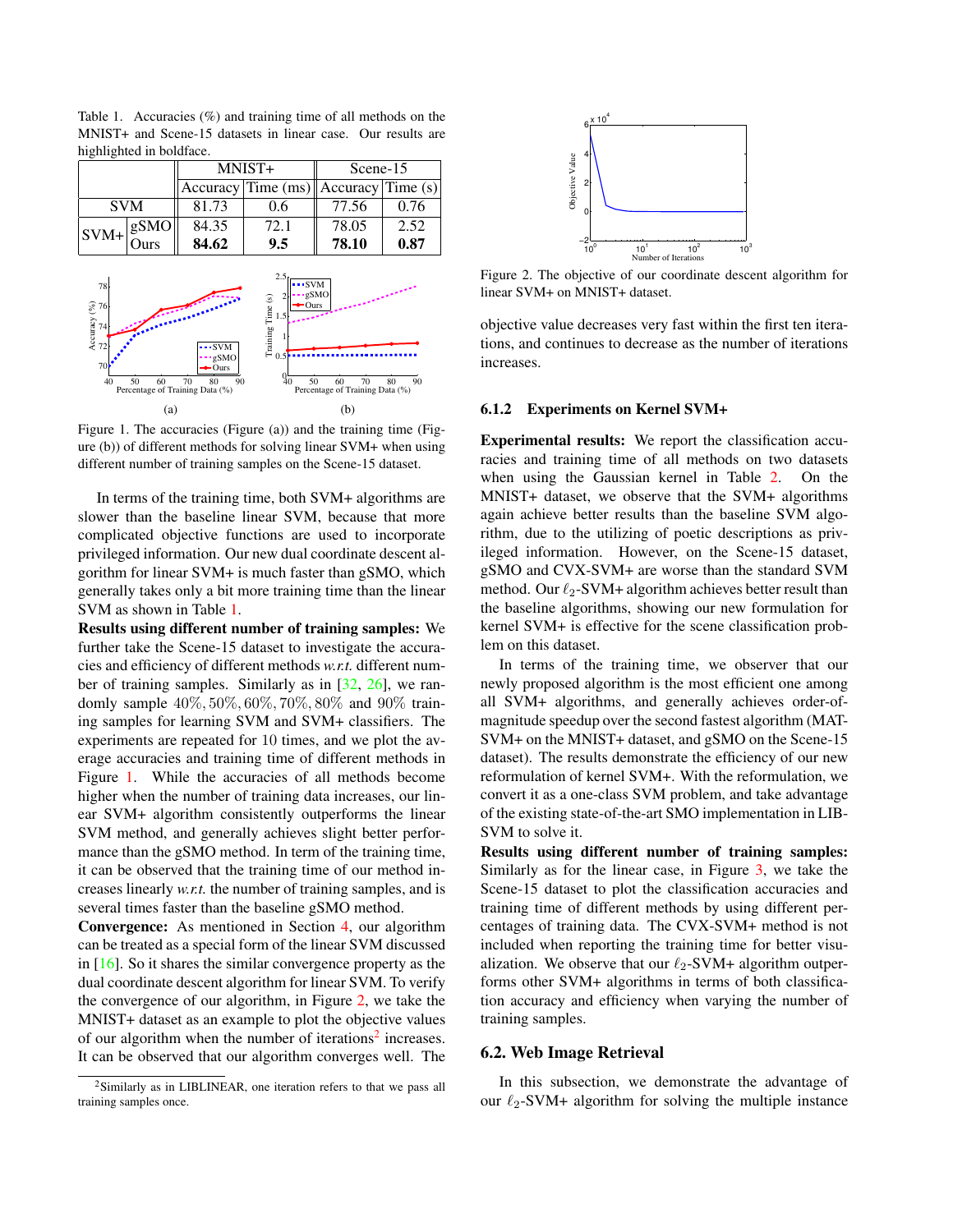Table 1. Accuracies (%) and training time of all methods on the MNIST+ and Scene-15 datasets in linear case. Our results are highlighted in boldface.

| | | MNIST+ | | Scene-15 | |
|---|---|---|---|---|---|
| | | Accuracy | Time (ms) | Accuracy | Time (s) |
| SVM | | 81.73 | 0.6 | 77.56 | 0.76 |
| SVM+ | gSMO | 84.35 | 72.1 | 78.05 | 2.52 |
| | Ours | **84.62** | **9.5** | **78.10** | **0.87** |

Figure 1. The accuracies (Figure (a)) and the training time (Figure (b)) of different methods for solving linear SVM+ when using different number of training samples on the Scene-15 dataset.

In terms of the training time, both SVM+ algorithms are slower than the baseline linear SVM, because that more complicated objective functions are used to incorporate privileged information. Our new dual coordinate descent algorithm for linear SVM+ is much faster than gSMO, which generally takes only a bit more training time than the linear SVM as shown in Table 1.

**Results using different number of training samples:** We further take the Scene-15 dataset to investigate the accuracies and efficiency of different methods *w.r.t.* different number of training samples. Similarly as in [32, 26], we randomly sample $40\%, 50\%, 60\%, 70\%, 80\%$ and $90\%$ training samples for learning SVM and SVM+ classifiers. The experiments are repeated for 10 times, and we plot the average accuracies and training time of different methods in Figure 1. While the accuracies of all methods become higher when the number of training data increases, our linear SVM+ algorithm consistently outperforms the linear SVM method, and generally achieves slight better performance than the gSMO method. In term of the training time, it can be observed that the training time of our method increases linearly *w.r.t.* the number of training samples, and is several times faster than the baseline gSMO method.

**Convergence:** As mentioned in Section 4, our algorithm can be treated as a special form of the linear SVM discussed in [16]. So it shares the similar convergence property as the dual coordinate descent algorithm for linear SVM. To verify the convergence of our algorithm, in Figure 2, we take the MNIST+ dataset as an example to plot the objective values of our algorithm when the number of iterations[2] increases. It can be observed that our algorithm converges well. The

[2] Similarly as in LIBLINEAR, one iteration refers to that we pass all training samples once.

Figure 2. The objective of our coordinate descent algorithm for linear SVM+ on MNIST+ dataset.

objective value decreases very fast within the first ten iterations, and continues to decrease as the number of iterations increases.

### 6.1.2 Experiments on Kernel SVM+

**Experimental results:** We report the classification accuracies and training time of all methods on two datasets when using the Gaussian kernel in Table 2. On the MNIST+ dataset, we observe that the SVM+ algorithms again achieve better results than the baseline SVM algorithm, due to the utilizing of poetic descriptions as privileged information. However, on the Scene-15 dataset, gSMO and CVX-SVM+ are worse than the standard SVM method. Our $\ell_2$-SVM+ algorithm achieves better result than the baseline algorithms, showing our new formulation for kernel SVM+ is effective for the scene classification problem on this dataset.

In terms of the training time, we observer that our newly proposed algorithm is the most efficient one among all SVM+ algorithms, and generally achieves order-of-magnitude speedup over the second fastest algorithm (MAT-SVM+ on the MNIST+ dataset, and gSMO on the Scene-15 dataset). The results demonstrate the efficiency of our new reformulation of kernel SVM+. With the reformulation, we convert it as a one-class SVM problem, and take advantage of the existing state-of-the-art SMO implementation in LIBSVM to solve it.

**Results using different number of training samples:** Similarly as for the linear case, in Figure 3, we take the Scene-15 dataset to plot the classification accuracies and training time of different methods by using different percentages of training data. The CVX-SVM+ method is not included when reporting the training time for better visualization. We observe that our $\ell_2$-SVM+ algorithm outperforms other SVM+ algorithms in terms of both classification accuracy and efficiency when varying the number of training samples.

## 6.2. Web Image Retrieval

In this subsection, we demonstrate the advantage of our $\ell_2$-SVM+ algorithm for solving the multiple instance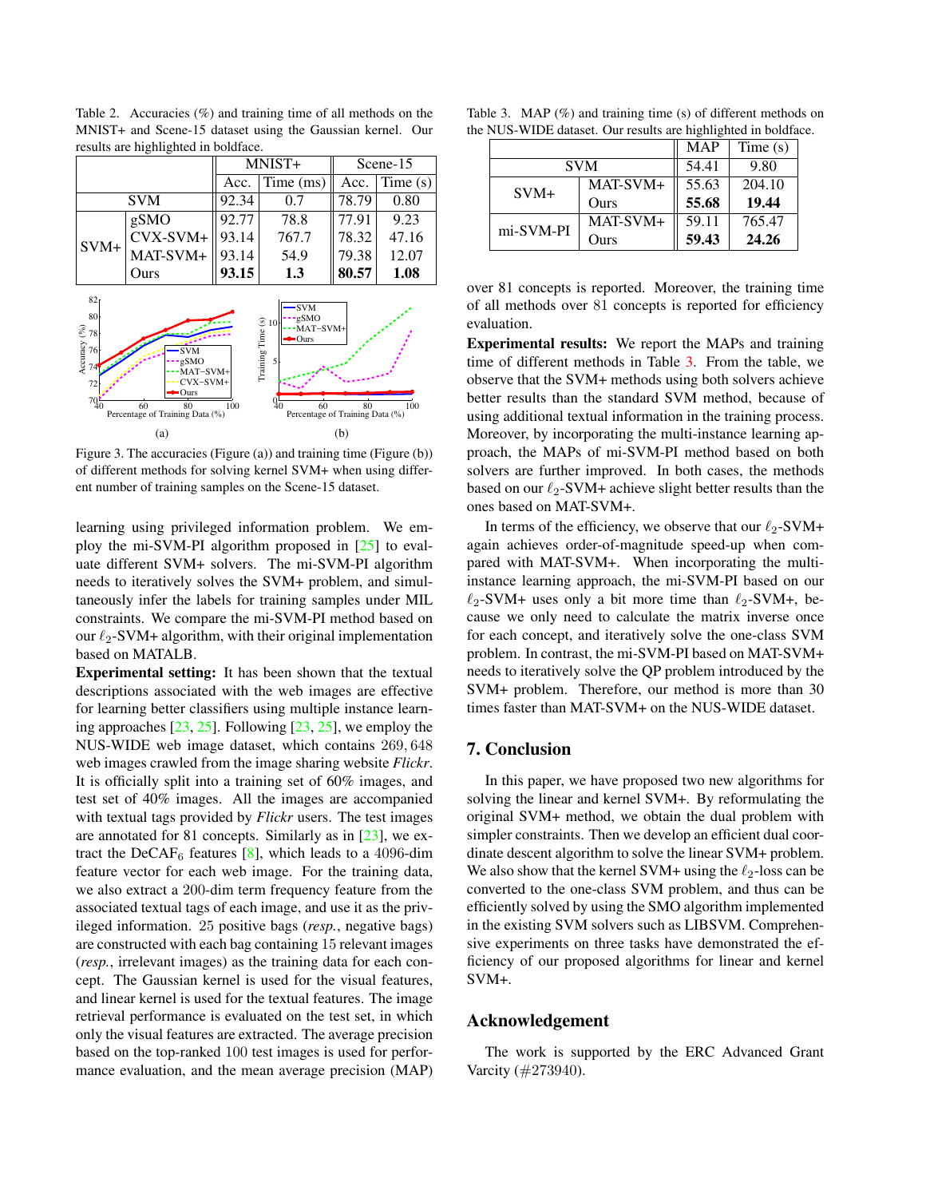Table 2. Accuracies (%) and training time of all methods on the MNIST+ and Scene-15 dataset using the Gaussian kernel. Our results are highlighted in boldface.

| | | MNIST+ | | Scene-15 | |
|---|---|---|---|---|---|
| | | Acc. | Time (ms) | Acc. | Time (s) |
| SVM | | 92.34 | 0.7 | 78.79 | 0.80 |
| SVM+ | gSMO | 92.77 | 78.8 | 77.91 | 9.23 |
| | CVX-SVM+ | 93.14 | 767.7 | 78.32 | 47.16 |
| | MAT-SVM+ | 93.14 | 54.9 | 79.38 | 12.07 |
| | Ours | **93.15** | **1.3** | **80.57** | **1.08** |

Figure 3. The accuracies (Figure (a)) and training time (Figure (b)) of different methods for solving kernel SVM+ when using different number of training samples on the Scene-15 dataset.

learning using privileged information problem. We employ the mi-SVM-PI algorithm proposed in [25] to evaluate different SVM+ solvers. The mi-SVM-PI algorithm needs to iteratively solves the SVM+ problem, and simultaneously infer the labels for training samples under MIL constraints. We compare the mi-SVM-PI method based on our $\ell_2$-SVM+ algorithm, with their original implementation based on MATALB.

**Experimental setting:** It has been shown that the textual descriptions associated with the web images are effective for learning better classifiers using multiple instance learning approaches [23, 25]. Following [23, 25], we employ the NUS-WIDE web image dataset, which contains $269,648$ web images crawled from the image sharing website *Flickr*. It is officially split into a training set of 60% images, and test set of 40% images. All the images are accompanied with textual tags provided by *Flickr* users. The test images are annotated for 81 concepts. Similarly as in [23], we extract the DeCAF$_6$ features [8], which leads to a 4096-dim feature vector for each web image. For the training data, we also extract a 200-dim term frequency feature from the associated textual tags of each image, and use it as the privileged information. 25 positive bags (*resp.*, negative bags) are constructed with each bag containing 15 relevant images (*resp.*, irrelevant images) as the training data for each concept. The Gaussian kernel is used for the visual features, and linear kernel is used for the textual features. The image retrieval performance is evaluated on the test set, in which only the visual features are extracted. The average precision based on the top-ranked 100 test images is used for performance evaluation, and the mean average precision (MAP) over 81 concepts is reported. Moreover, the training time of all methods over 81 concepts is reported for efficiency evaluation.

Table 3. MAP (%) and training time (s) of different methods on the NUS-WIDE dataset. Our results are highlighted in boldface.

| | | MAP | Time (s) |
|---|---|---|---|
| SVM | | 54.41 | 9.80 |
| SVM+ | MAT-SVM+ | 55.63 | 204.10 |
| | Ours | **55.68** | **19.44** |
| mi-SVM-PI | MAT-SVM+ | 59.11 | 765.47 |
| | Ours | **59.43** | **24.26** |

**Experimental results:** We report the MAPs and training time of different methods in Table 3. From the table, we observe that the SVM+ methods using both solvers achieve better results than the standard SVM method, because of using additional textual information in the training process. Moreover, by incorporating the multi-instance learning approach, the MAPs of mi-SVM-PI method based on both solvers are further improved. In both cases, the methods based on our $\ell_2$-SVM+ achieve slight better results than the ones based on MAT-SVM+.

In terms of the efficiency, we observe that our $\ell_2$-SVM+ again achieves order-of-magnitude speed-up when compared with MAT-SVM+. When incorporating the multi-instance learning approach, the mi-SVM-PI based on our $\ell_2$-SVM+ uses only a bit more time than $\ell_2$-SVM+, because we only need to calculate the matrix inverse once for each concept, and iteratively solve the one-class SVM problem. In contrast, the mi-SVM-PI based on MAT-SVM+ needs to iteratively solve the QP problem introduced by the SVM+ problem. Therefore, our method is more than 30 times faster than MAT-SVM+ on the NUS-WIDE dataset.

## 7. Conclusion

In this paper, we have proposed two new algorithms for solving the linear and kernel SVM+. By reformulating the original SVM+ method, we obtain the dual problem with simpler constraints. Then we develop an efficient dual coordinate descent algorithm to solve the linear SVM+ problem. We also show that the kernel SVM+ using the $\ell_2$-loss can be converted to the one-class SVM problem, and thus can be efficiently solved by using the SMO algorithm implemented in the existing SVM solvers such as LIBSVM. Comprehensive experiments on three tasks have demonstrated the efficiency of our proposed algorithms for linear and kernel SVM+.

## Acknowledgement

The work is supported by the ERC Advanced Grant Varcity (#273940).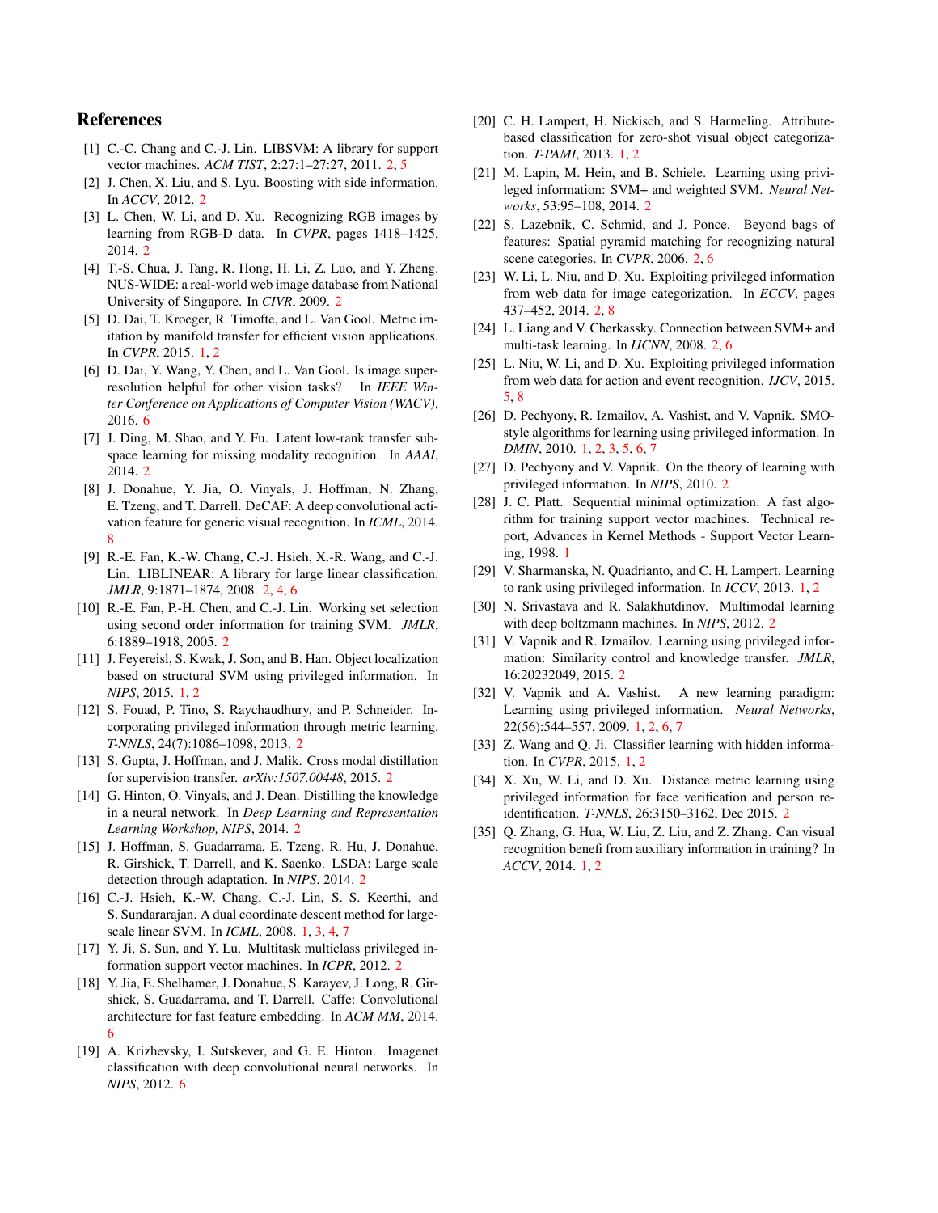# References

[1] C.-C. Chang and C.-J. Lin. LIBSVM: A library for support vector machines. *ACM TIST*, 2:27:1–27:27, 2011. 2, 5

[2] J. Chen, X. Liu, and S. Lyu. Boosting with side information. In *ACCV*, 2012. 2

[3] L. Chen, W. Li, and D. Xu. Recognizing RGB images by learning from RGB-D data. In *CVPR*, pages 1418–1425, 2014. 2

[4] T.-S. Chua, J. Tang, R. Hong, H. Li, Z. Luo, and Y. Zheng. NUS-WIDE: a real-world web image database from National University of Singapore. In *CIVR*, 2009. 2

[5] D. Dai, T. Kroeger, R. Timofte, and L. Van Gool. Metric imitation by manifold transfer for efficient vision applications. In *CVPR*, 2015. 1, 2

[6] D. Dai, Y. Wang, Y. Chen, and L. Van Gool. Is image super-resolution helpful for other vision tasks? In *IEEE Winter Conference on Applications of Computer Vision (WACV)*, 2016. 6

[7] J. Ding, M. Shao, and Y. Fu. Latent low-rank transfer subspace learning for missing modality recognition. In *AAAI*, 2014. 2

[8] J. Donahue, Y. Jia, O. Vinyals, J. Hoffman, N. Zhang, E. Tzeng, and T. Darrell. DeCAF: A deep convolutional activation feature for generic visual recognition. In *ICML*, 2014. 8

[9] R.-E. Fan, K.-W. Chang, C.-J. Hsieh, X.-R. Wang, and C.-J. Lin. LIBLINEAR: A library for large linear classification. *JMLR*, 9:1871–1874, 2008. 2, 4, 6

[10] R.-E. Fan, P.-H. Chen, and C.-J. Lin. Working set selection using second order information for training SVM. *JMLR*, 6:1889–1918, 2005. 2

[11] J. Feyereisl, S. Kwak, J. Son, and B. Han. Object localization based on structural SVM using privileged information. In *NIPS*, 2015. 1, 2

[12] S. Fouad, P. Tino, S. Raychaudhury, and P. Schneider. Incorporating privileged information through metric learning. *T-NNLS*, 24(7):1086–1098, 2013. 2

[13] S. Gupta, J. Hoffman, and J. Malik. Cross modal distillation for supervision transfer. *arXiv:1507.00448*, 2015. 2

[14] G. Hinton, O. Vinyals, and J. Dean. Distilling the knowledge in a neural network. In *Deep Learning and Representation Learning Workshop, NIPS*, 2014. 2

[15] J. Hoffman, S. Guadarrama, E. Tzeng, R. Hu, J. Donahue, R. Girshick, T. Darrell, and K. Saenko. LSDA: Large scale detection through adaptation. In *NIPS*, 2014. 2

[16] C.-J. Hsieh, K.-W. Chang, C.-J. Lin, S. S. Keerthi, and S. Sundararajan. A dual coordinate descent method for large-scale linear SVM. In *ICML*, 2008. 1, 3, 4, 7

[17] Y. Ji, S. Sun, and Y. Lu. Multitask multiclass privileged information support vector machines. In *ICPR*, 2012. 2

[18] Y. Jia, E. Shelhamer, J. Donahue, S. Karayev, J. Long, R. Girshick, S. Guadarrama, and T. Darrell. Caffe: Convolutional architecture for fast feature embedding. In *ACM MM*, 2014. 6

[19] A. Krizhevsky, I. Sutskever, and G. E. Hinton. Imagenet classification with deep convolutional neural networks. In *NIPS*, 2012. 6

[20] C. H. Lampert, H. Nickisch, and S. Harmeling. Attribute-based classification for zero-shot visual object categorization. *T-PAMI*, 2013. 1, 2

[21] M. Lapin, M. Hein, and B. Schiele. Learning using privileged information: SVM+ and weighted SVM. *Neural Networks*, 53:95–108, 2014. 2

[22] S. Lazebnik, C. Schmid, and J. Ponce. Beyond bags of features: Spatial pyramid matching for recognizing natural scene categories. In *CVPR*, 2006. 2, 6

[23] W. Li, L. Niu, and D. Xu. Exploiting privileged information from web data for image categorization. In *ECCV*, pages 437–452, 2014. 2, 8

[24] L. Liang and V. Cherkassky. Connection between SVM+ and multi-task learning. In *IJCNN*, 2008. 2, 6

[25] L. Niu, W. Li, and D. Xu. Exploiting privileged information from web data for action and event recognition. *IJCV*, 2015. 5, 8

[26] D. Pechyony, R. Izmailov, A. Vashist, and V. Vapnik. SMO-style algorithms for learning using privileged information. In *DMIN*, 2010. 1, 2, 3, 5, 6, 7

[27] D. Pechyony and V. Vapnik. On the theory of learning with privileged information. In *NIPS*, 2010. 2

[28] J. C. Platt. Sequential minimal optimization: A fast algorithm for training support vector machines. Technical report, Advances in Kernel Methods - Support Vector Learning, 1998. 1

[29] V. Sharmanska, N. Quadrianto, and C. H. Lampert. Learning to rank using privileged information. In *ICCV*, 2013. 1, 2

[30] N. Srivastava and R. Salakhutdinov. Multimodal learning with deep boltzmann machines. In *NIPS*, 2012. 2

[31] V. Vapnik and R. Izmailov. Learning using privileged information: Similarity control and knowledge transfer. *JMLR*, 16:20232049, 2015. 2

[32] V. Vapnik and A. Vashist. A new learning paradigm: Learning using privileged information. *Neural Networks*, 22(56):544–557, 2009. 1, 2, 6, 7

[33] Z. Wang and Q. Ji. Classifier learning with hidden information. In *CVPR*, 2015. 1, 2

[34] X. Xu, W. Li, and D. Xu. Distance metric learning using privileged information for face verification and person re-identification. *T-NNLS*, 26:3150–3162, Dec 2015. 2

[35] Q. Zhang, G. Hua, W. Liu, Z. Liu, and Z. Zhang. Can visual recognition benefi from auxiliary information in training? In *ACCV*, 2014. 1, 2